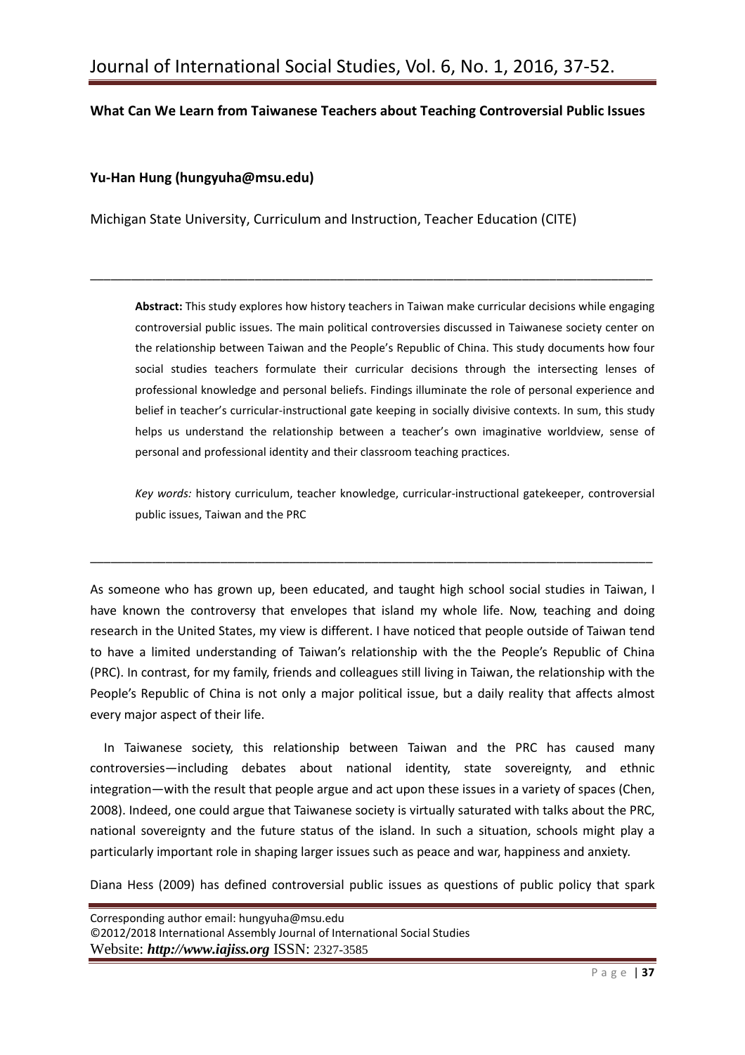**What Can We Learn from Taiwanese Teachers about Teaching Controversial Public Issues**

**Yu-Han Hung (hungyuha@msu.edu)**

Michigan State University, Curriculum and Instruction, Teacher Education (CITE)

---

**Abstract:** This study explores how history teachers in Taiwan make curricular decisions while engaging controversial public issues. The main political controversies discussed in Taiwanese society center on the relationship between Taiwan and the People's Republic of China. This study documents how four social studies teachers formulate their curricular decisions through the intersecting lenses of professional knowledge and personal beliefs. Findings illuminate the role of personal experience and belief in teacher's curricular-instructional gate keeping in socially divisive contexts. In sum, this study helps us understand the relationship between a teacher's own imaginative worldview, sense of personal and professional identity and their classroom teaching practices.

*Key words:* history curriculum, teacher knowledge, curricular-instructional gatekeeper, controversial public issues, Taiwan and the PRC

---

As someone who has grown up, been educated, and taught high school social studies in Taiwan, I have known the controversy that envelopes that island my whole life. Now, teaching and doing research in the United States, my view is different. I have noticed that people outside of Taiwan tend to have a limited understanding of Taiwan's relationship with the the People's Republic of China (PRC). In contrast, for my family, friends and colleagues still living in Taiwan, the relationship with the People's Republic of China is not only a major political issue, but a daily reality that affects almost every major aspect of their life.

In Taiwanese society, this relationship between Taiwan and the PRC has caused many controversies—including debates about national identity, state sovereignty, and ethnic integration—with the result that people argue and act upon these issues in a variety of spaces (Chen, 2008). Indeed, one could argue that Taiwanese society is virtually saturated with talks about the PRC, national sovereignty and the future status of the island. In such a situation, schools might play a particularly important role in shaping larger issues such as peace and war, happiness and anxiety.

Diana Hess (2009) has defined controversial public issues as questions of public policy that spark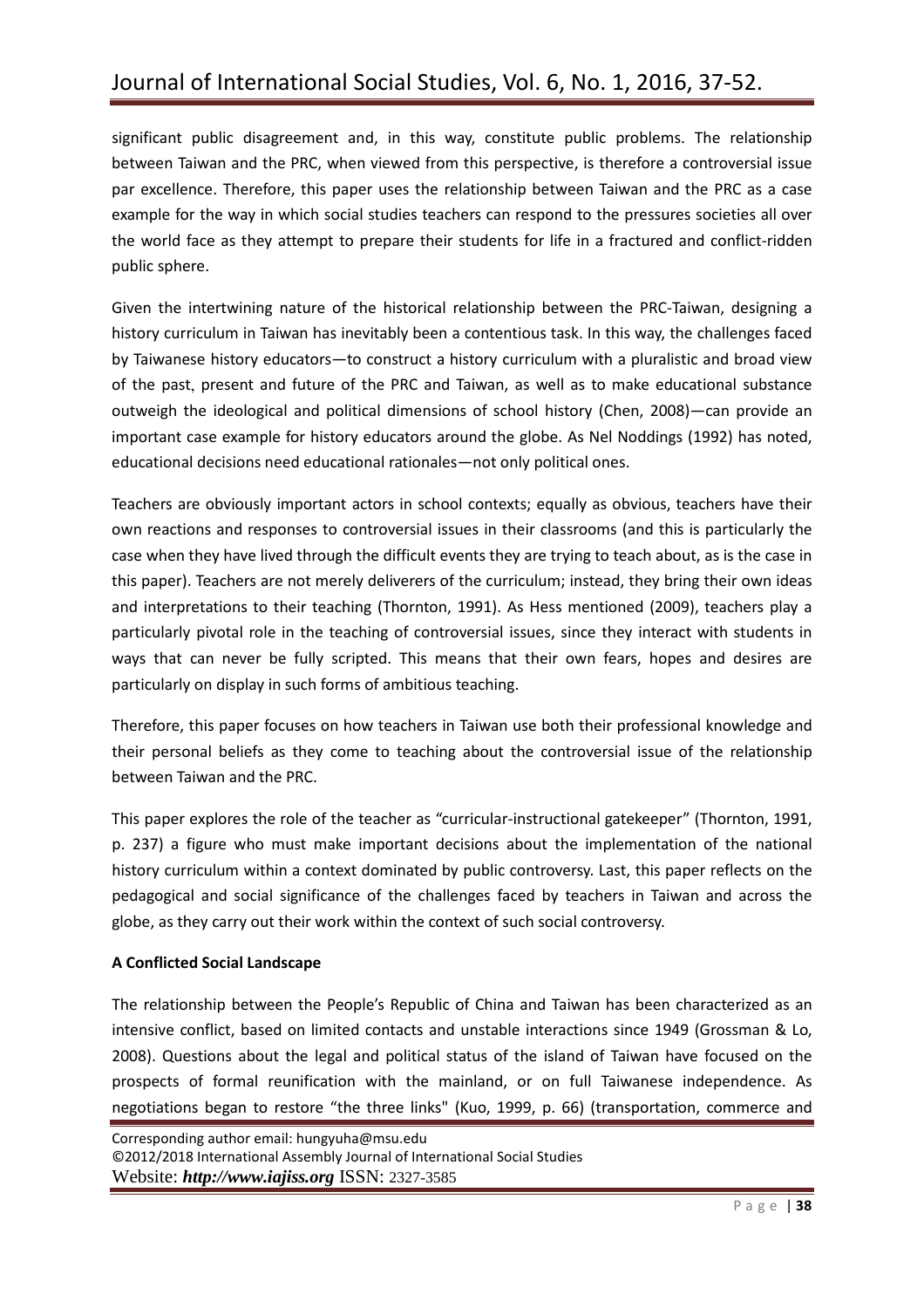significant public disagreement and, in this way, constitute public problems. The relationship between Taiwan and the PRC, when viewed from this perspective, is therefore a controversial issue par excellence. Therefore, this paper uses the relationship between Taiwan and the PRC as a case example for the way in which social studies teachers can respond to the pressures societies all over the world face as they attempt to prepare their students for life in a fractured and conflict-ridden public sphere.

Given the intertwining nature of the historical relationship between the PRC-Taiwan, designing a history curriculum in Taiwan has inevitably been a contentious task. In this way, the challenges faced by Taiwanese history educators—to construct a history curriculum with a pluralistic and broad view of the past, present and future of the PRC and Taiwan, as well as to make educational substance outweigh the ideological and political dimensions of school history (Chen, 2008)—can provide an important case example for history educators around the globe. As Nel Noddings (1992) has noted, educational decisions need educational rationales—not only political ones.

Teachers are obviously important actors in school contexts; equally as obvious, teachers have their own reactions and responses to controversial issues in their classrooms (and this is particularly the case when they have lived through the difficult events they are trying to teach about, as is the case in this paper). Teachers are not merely deliverers of the curriculum; instead, they bring their own ideas and interpretations to their teaching (Thornton, 1991). As Hess mentioned (2009), teachers play a particularly pivotal role in the teaching of controversial issues, since they interact with students in ways that can never be fully scripted. This means that their own fears, hopes and desires are particularly on display in such forms of ambitious teaching.

Therefore, this paper focuses on how teachers in Taiwan use both their professional knowledge and their personal beliefs as they come to teaching about the controversial issue of the relationship between Taiwan and the PRC.

This paper explores the role of the teacher as "curricular-instructional gatekeeper" (Thornton, 1991, p. 237) a figure who must make important decisions about the implementation of the national history curriculum within a context dominated by public controversy. Last, this paper reflects on the pedagogical and social significance of the challenges faced by teachers in Taiwan and across the globe, as they carry out their work within the context of such social controversy.

**A Conflicted Social Landscape**

The relationship between the People's Republic of China and Taiwan has been characterized as an intensive conflict, based on limited contacts and unstable interactions since 1949 (Grossman & Lo, 2008). Questions about the legal and political status of the island of Taiwan have focused on the prospects of formal reunification with the mainland, or on full Taiwanese independence. As negotiations began to restore "the three links" (Kuo, 1999, p. 66) (transportation, commerce and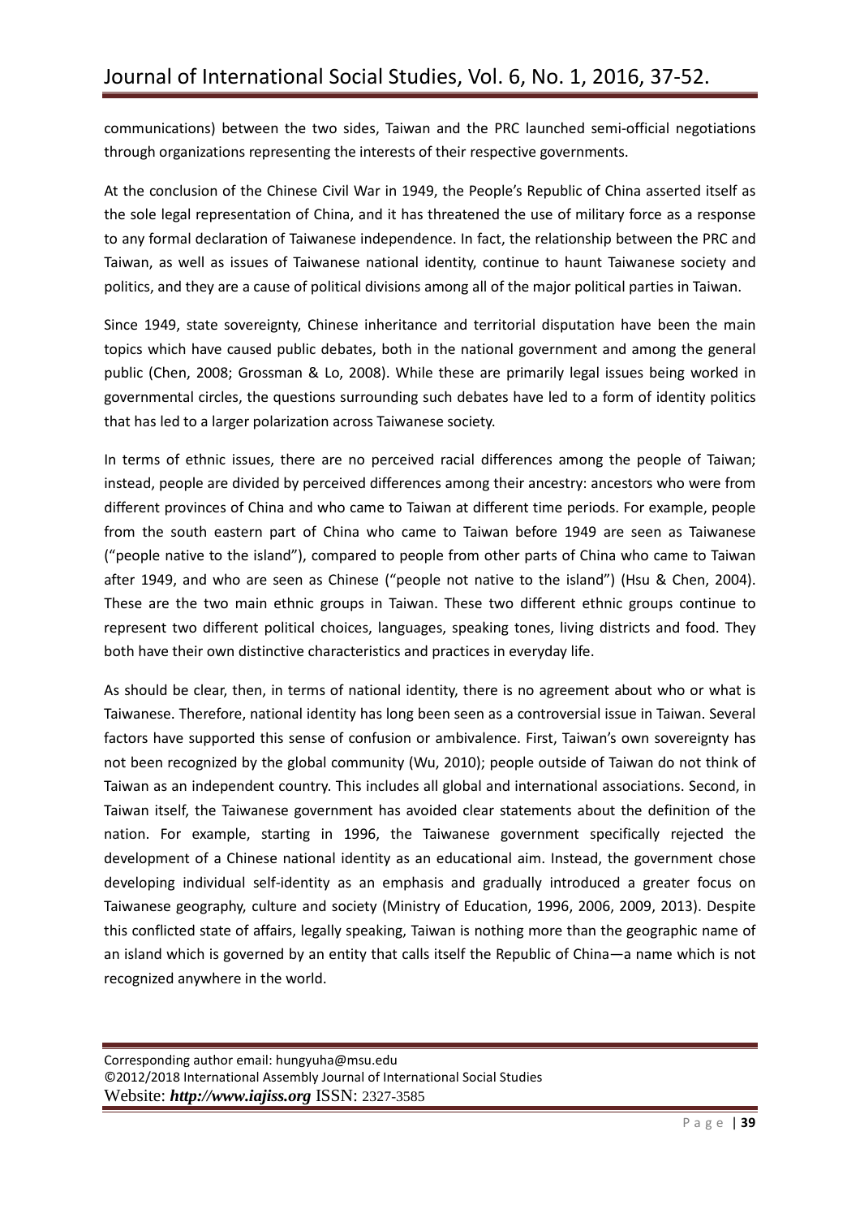communications) between the two sides, Taiwan and the PRC launched semi-official negotiations through organizations representing the interests of their respective governments.

At the conclusion of the Chinese Civil War in 1949, the People's Republic of China asserted itself as the sole legal representation of China, and it has threatened the use of military force as a response to any formal declaration of Taiwanese independence. In fact, the relationship between the PRC and Taiwan, as well as issues of Taiwanese national identity, continue to haunt Taiwanese society and politics, and they are a cause of political divisions among all of the major political parties in Taiwan.

Since 1949, state sovereignty, Chinese inheritance and territorial disputation have been the main topics which have caused public debates, both in the national government and among the general public (Chen, 2008; Grossman & Lo, 2008). While these are primarily legal issues being worked in governmental circles, the questions surrounding such debates have led to a form of identity politics that has led to a larger polarization across Taiwanese society.

In terms of ethnic issues, there are no perceived racial differences among the people of Taiwan; instead, people are divided by perceived differences among their ancestry: ancestors who were from different provinces of China and who came to Taiwan at different time periods. For example, people from the south eastern part of China who came to Taiwan before 1949 are seen as Taiwanese ("people native to the island"), compared to people from other parts of China who came to Taiwan after 1949, and who are seen as Chinese ("people not native to the island") (Hsu & Chen, 2004). These are the two main ethnic groups in Taiwan. These two different ethnic groups continue to represent two different political choices, languages, speaking tones, living districts and food. They both have their own distinctive characteristics and practices in everyday life.

As should be clear, then, in terms of national identity, there is no agreement about who or what is Taiwanese. Therefore, national identity has long been seen as a controversial issue in Taiwan. Several factors have supported this sense of confusion or ambivalence. First, Taiwan's own sovereignty has not been recognized by the global community (Wu, 2010); people outside of Taiwan do not think of Taiwan as an independent country. This includes all global and international associations. Second, in Taiwan itself, the Taiwanese government has avoided clear statements about the definition of the nation. For example, starting in 1996, the Taiwanese government specifically rejected the development of a Chinese national identity as an educational aim. Instead, the government chose developing individual self-identity as an emphasis and gradually introduced a greater focus on Taiwanese geography, culture and society (Ministry of Education, 1996, 2006, 2009, 2013). Despite this conflicted state of affairs, legally speaking, Taiwan is nothing more than the geographic name of an island which is governed by an entity that calls itself the Republic of China—a name which is not recognized anywhere in the world.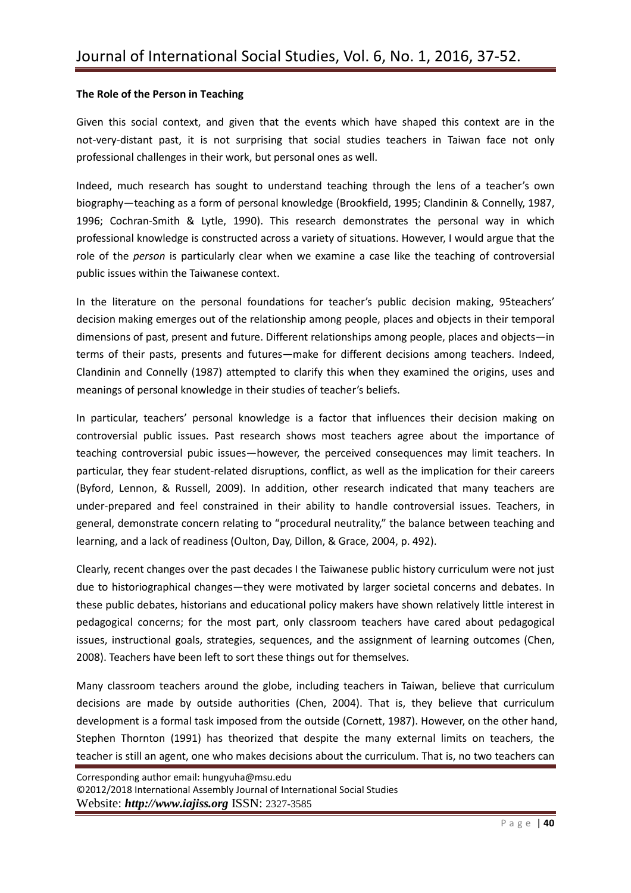**The Role of the Person in Teaching**

Given this social context, and given that the events which have shaped this context are in the not-very-distant past, it is not surprising that social studies teachers in Taiwan face not only professional challenges in their work, but personal ones as well.

Indeed, much research has sought to understand teaching through the lens of a teacher's own biography—teaching as a form of personal knowledge (Brookfield, 1995; Clandinin & Connelly, 1987, 1996; Cochran-Smith & Lytle, 1990). This research demonstrates the personal way in which professional knowledge is constructed across a variety of situations. However, I would argue that the role of the *person* is particularly clear when we examine a case like the teaching of controversial public issues within the Taiwanese context.

In the literature on the personal foundations for teacher's public decision making, 95teachers' decision making emerges out of the relationship among people, places and objects in their temporal dimensions of past, present and future. Different relationships among people, places and objects—in terms of their pasts, presents and futures—make for different decisions among teachers. Indeed, Clandinin and Connelly (1987) attempted to clarify this when they examined the origins, uses and meanings of personal knowledge in their studies of teacher's beliefs.

In particular, teachers' personal knowledge is a factor that influences their decision making on controversial public issues. Past research shows most teachers agree about the importance of teaching controversial pubic issues—however, the perceived consequences may limit teachers. In particular, they fear student-related disruptions, conflict, as well as the implication for their careers (Byford, Lennon, & Russell, 2009). In addition, other research indicated that many teachers are under-prepared and feel constrained in their ability to handle controversial issues. Teachers, in general, demonstrate concern relating to "procedural neutrality," the balance between teaching and learning, and a lack of readiness (Oulton, Day, Dillon, & Grace, 2004, p. 492).

Clearly, recent changes over the past decades I the Taiwanese public history curriculum were not just due to historiographical changes—they were motivated by larger societal concerns and debates. In these public debates, historians and educational policy makers have shown relatively little interest in pedagogical concerns; for the most part, only classroom teachers have cared about pedagogical issues, instructional goals, strategies, sequences, and the assignment of learning outcomes (Chen, 2008). Teachers have been left to sort these things out for themselves.

Many classroom teachers around the globe, including teachers in Taiwan, believe that curriculum decisions are made by outside authorities (Chen, 2004). That is, they believe that curriculum development is a formal task imposed from the outside (Cornett, 1987). However, on the other hand, Stephen Thornton (1991) has theorized that despite the many external limits on teachers, the teacher is still an agent, one who makes decisions about the curriculum. That is, no two teachers can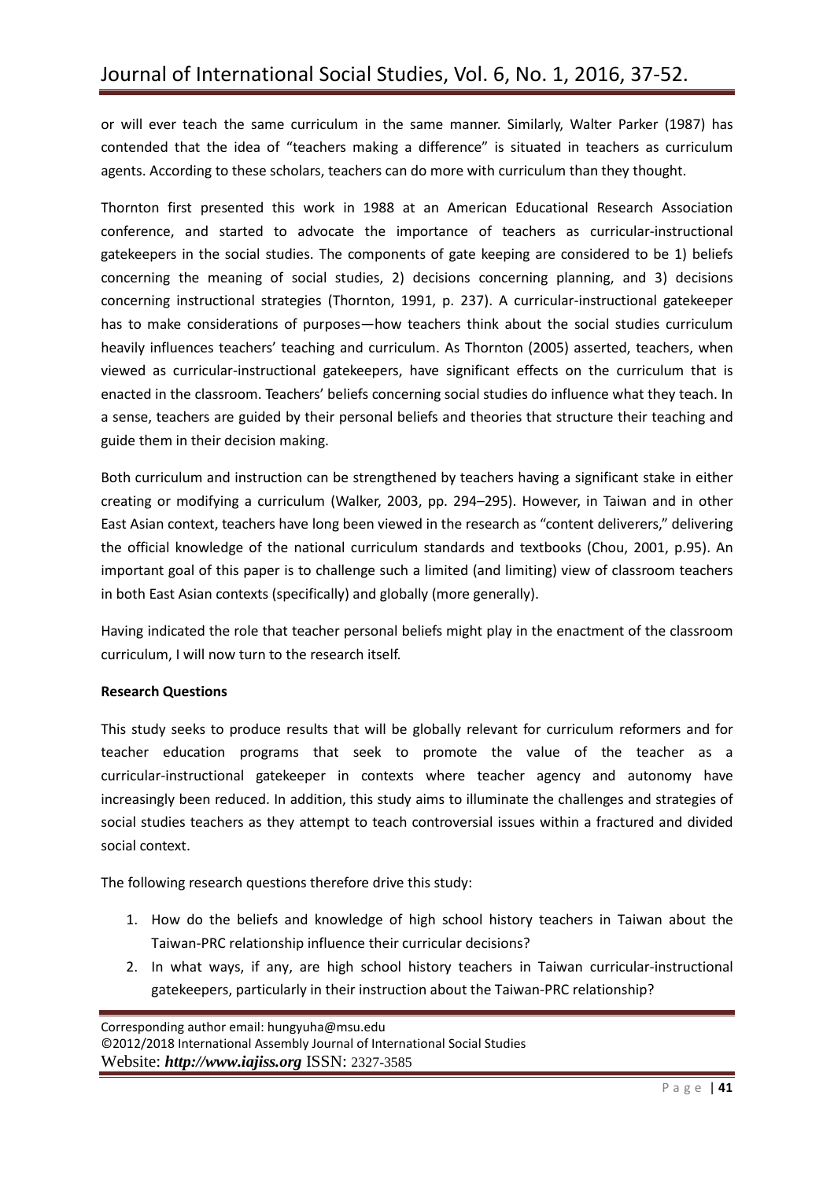or will ever teach the same curriculum in the same manner. Similarly, Walter Parker (1987) has contended that the idea of "teachers making a difference" is situated in teachers as curriculum agents. According to these scholars, teachers can do more with curriculum than they thought.

Thornton first presented this work in 1988 at an American Educational Research Association conference, and started to advocate the importance of teachers as curricular-instructional gatekeepers in the social studies. The components of gate keeping are considered to be 1) beliefs concerning the meaning of social studies, 2) decisions concerning planning, and 3) decisions concerning instructional strategies (Thornton, 1991, p. 237). A curricular-instructional gatekeeper has to make considerations of purposes—how teachers think about the social studies curriculum heavily influences teachers' teaching and curriculum. As Thornton (2005) asserted, teachers, when viewed as curricular-instructional gatekeepers, have significant effects on the curriculum that is enacted in the classroom. Teachers' beliefs concerning social studies do influence what they teach. In a sense, teachers are guided by their personal beliefs and theories that structure their teaching and guide them in their decision making.

Both curriculum and instruction can be strengthened by teachers having a significant stake in either creating or modifying a curriculum (Walker, 2003, pp. 294–295). However, in Taiwan and in other East Asian context, teachers have long been viewed in the research as "content deliverers," delivering the official knowledge of the national curriculum standards and textbooks (Chou, 2001, p.95). An important goal of this paper is to challenge such a limited (and limiting) view of classroom teachers in both East Asian contexts (specifically) and globally (more generally).

Having indicated the role that teacher personal beliefs might play in the enactment of the classroom curriculum, I will now turn to the research itself.

**Research Questions**

This study seeks to produce results that will be globally relevant for curriculum reformers and for teacher education programs that seek to promote the value of the teacher as a curricular-instructional gatekeeper in contexts where teacher agency and autonomy have increasingly been reduced. In addition, this study aims to illuminate the challenges and strategies of social studies teachers as they attempt to teach controversial issues within a fractured and divided social context.

The following research questions therefore drive this study:

1. How do the beliefs and knowledge of high school history teachers in Taiwan about the Taiwan-PRC relationship influence their curricular decisions?
2. In what ways, if any, are high school history teachers in Taiwan curricular-instructional gatekeepers, particularly in their instruction about the Taiwan-PRC relationship?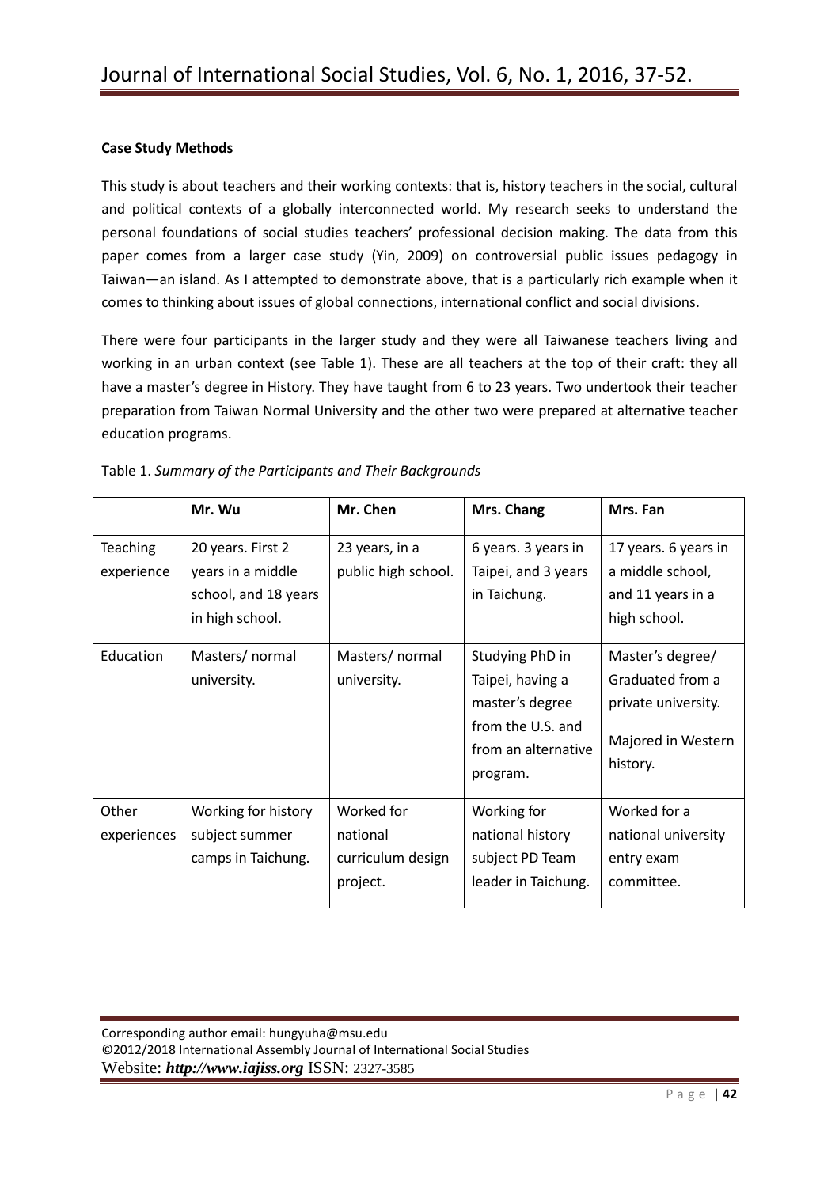**Case Study Methods**

This study is about teachers and their working contexts: that is, history teachers in the social, cultural and political contexts of a globally interconnected world. My research seeks to understand the personal foundations of social studies teachers' professional decision making. The data from this paper comes from a larger case study (Yin, 2009) on controversial public issues pedagogy in Taiwan—an island. As I attempted to demonstrate above, that is a particularly rich example when it comes to thinking about issues of global connections, international conflict and social divisions.

There were four participants in the larger study and they were all Taiwanese teachers living and working in an urban context (see Table 1). These are all teachers at the top of their craft: they all have a master's degree in History. They have taught from 6 to 23 years. Two undertook their teacher preparation from Taiwan Normal University and the other two were prepared at alternative teacher education programs.

Table 1. *Summary of the Participants and Their Backgrounds*

| | **Mr. Wu** | **Mr. Chen** | **Mrs. Chang** | **Mrs. Fan** |
|---|---|---|---|---|
| Teaching experience | 20 years. First 2 years in a middle school, and 18 years in high school. | 23 years, in a public high school. | 6 years. 3 years in Taipei, and 3 years in Taichung. | 17 years. 6 years in a middle school, and 11 years in a high school. |
| Education | Masters/ normal university. | Masters/ normal university. | Studying PhD in Taipei, having a master's degree from the U.S. and from an alternative program. | Master's degree/ Graduated from a private university. Majored in Western history. |
| Other experiences | Working for history subject summer camps in Taichung. | Worked for national curriculum design project. | Working for national history subject PD Team leader in Taichung. | Worked for a national university entry exam committee. |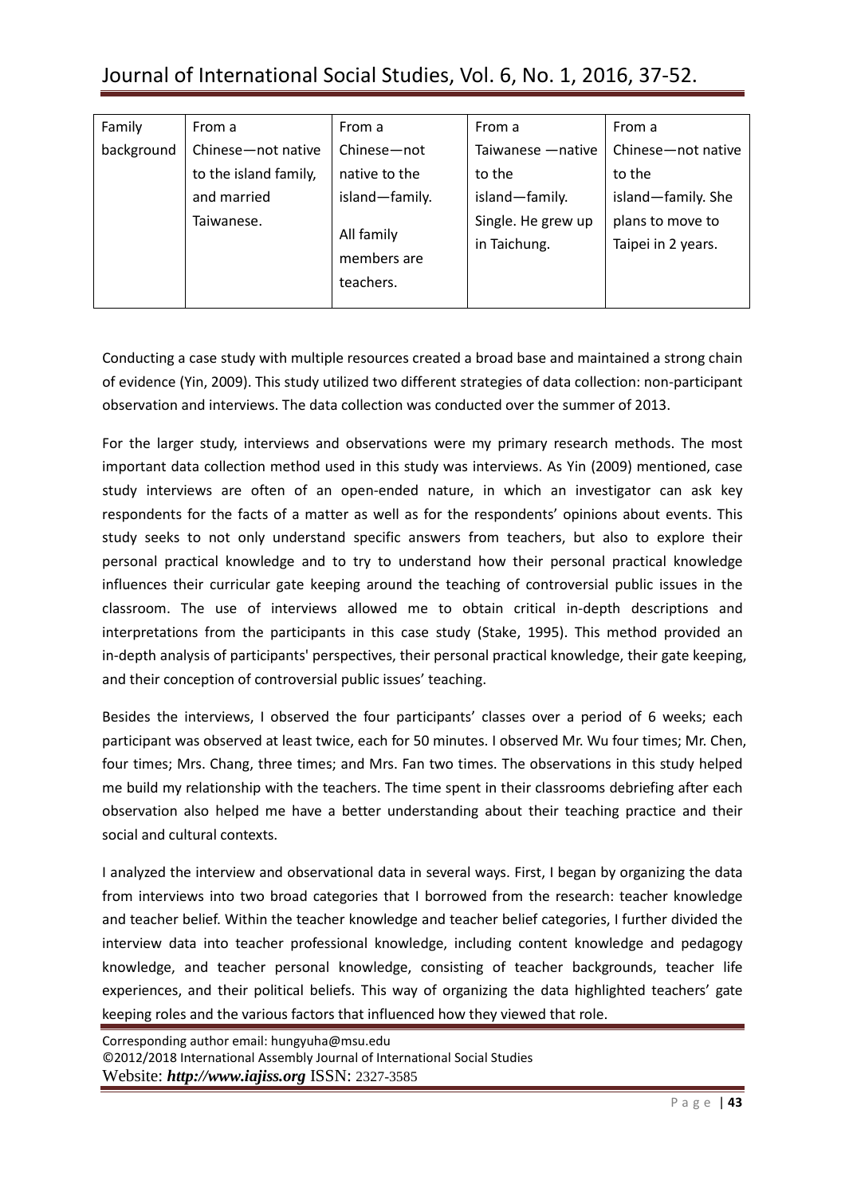| Family background | From a Chinese—not native to the island family, and married Taiwanese. | From a Chinese—not native to the island—family. All family members are teachers. | From a Taiwanese —native to the island—family. Single. He grew up in Taichung. | From a Chinese—not native to the island—family. She plans to move to Taipei in 2 years. |
|---|---|---|---|---|

Conducting a case study with multiple resources created a broad base and maintained a strong chain of evidence (Yin, 2009). This study utilized two different strategies of data collection: non-participant observation and interviews. The data collection was conducted over the summer of 2013.

For the larger study, interviews and observations were my primary research methods. The most important data collection method used in this study was interviews. As Yin (2009) mentioned, case study interviews are often of an open-ended nature, in which an investigator can ask key respondents for the facts of a matter as well as for the respondents' opinions about events. This study seeks to not only understand specific answers from teachers, but also to explore their personal practical knowledge and to try to understand how their personal practical knowledge influences their curricular gate keeping around the teaching of controversial public issues in the classroom. The use of interviews allowed me to obtain critical in-depth descriptions and interpretations from the participants in this case study (Stake, 1995). This method provided an in-depth analysis of participants' perspectives, their personal practical knowledge, their gate keeping, and their conception of controversial public issues' teaching.

Besides the interviews, I observed the four participants' classes over a period of 6 weeks; each participant was observed at least twice, each for 50 minutes. I observed Mr. Wu four times; Mr. Chen, four times; Mrs. Chang, three times; and Mrs. Fan two times. The observations in this study helped me build my relationship with the teachers. The time spent in their classrooms debriefing after each observation also helped me have a better understanding about their teaching practice and their social and cultural contexts.

I analyzed the interview and observational data in several ways. First, I began by organizing the data from interviews into two broad categories that I borrowed from the research: teacher knowledge and teacher belief. Within the teacher knowledge and teacher belief categories, I further divided the interview data into teacher professional knowledge, including content knowledge and pedagogy knowledge, and teacher personal knowledge, consisting of teacher backgrounds, teacher life experiences, and their political beliefs. This way of organizing the data highlighted teachers' gate keeping roles and the various factors that influenced how they viewed that role.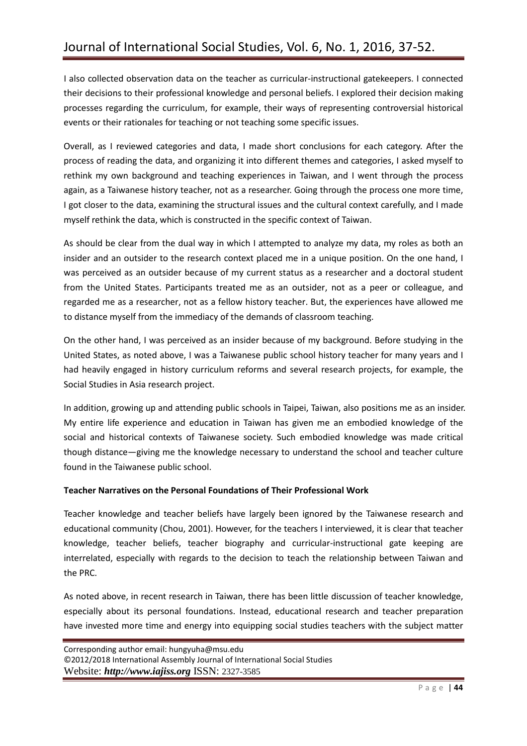I also collected observation data on the teacher as curricular-instructional gatekeepers. I connected their decisions to their professional knowledge and personal beliefs. I explored their decision making processes regarding the curriculum, for example, their ways of representing controversial historical events or their rationales for teaching or not teaching some specific issues.

Overall, as I reviewed categories and data, I made short conclusions for each category. After the process of reading the data, and organizing it into different themes and categories, I asked myself to rethink my own background and teaching experiences in Taiwan, and I went through the process again, as a Taiwanese history teacher, not as a researcher. Going through the process one more time, I got closer to the data, examining the structural issues and the cultural context carefully, and I made myself rethink the data, which is constructed in the specific context of Taiwan.

As should be clear from the dual way in which I attempted to analyze my data, my roles as both an insider and an outsider to the research context placed me in a unique position. On the one hand, I was perceived as an outsider because of my current status as a researcher and a doctoral student from the United States. Participants treated me as an outsider, not as a peer or colleague, and regarded me as a researcher, not as a fellow history teacher. But, the experiences have allowed me to distance myself from the immediacy of the demands of classroom teaching.

On the other hand, I was perceived as an insider because of my background. Before studying in the United States, as noted above, I was a Taiwanese public school history teacher for many years and I had heavily engaged in history curriculum reforms and several research projects, for example, the Social Studies in Asia research project.

In addition, growing up and attending public schools in Taipei, Taiwan, also positions me as an insider. My entire life experience and education in Taiwan has given me an embodied knowledge of the social and historical contexts of Taiwanese society. Such embodied knowledge was made critical though distance—giving me the knowledge necessary to understand the school and teacher culture found in the Taiwanese public school.

**Teacher Narratives on the Personal Foundations of Their Professional Work**

Teacher knowledge and teacher beliefs have largely been ignored by the Taiwanese research and educational community (Chou, 2001). However, for the teachers I interviewed, it is clear that teacher knowledge, teacher beliefs, teacher biography and curricular-instructional gate keeping are interrelated, especially with regards to the decision to teach the relationship between Taiwan and the PRC.

As noted above, in recent research in Taiwan, there has been little discussion of teacher knowledge, especially about its personal foundations. Instead, educational research and teacher preparation have invested more time and energy into equipping social studies teachers with the subject matter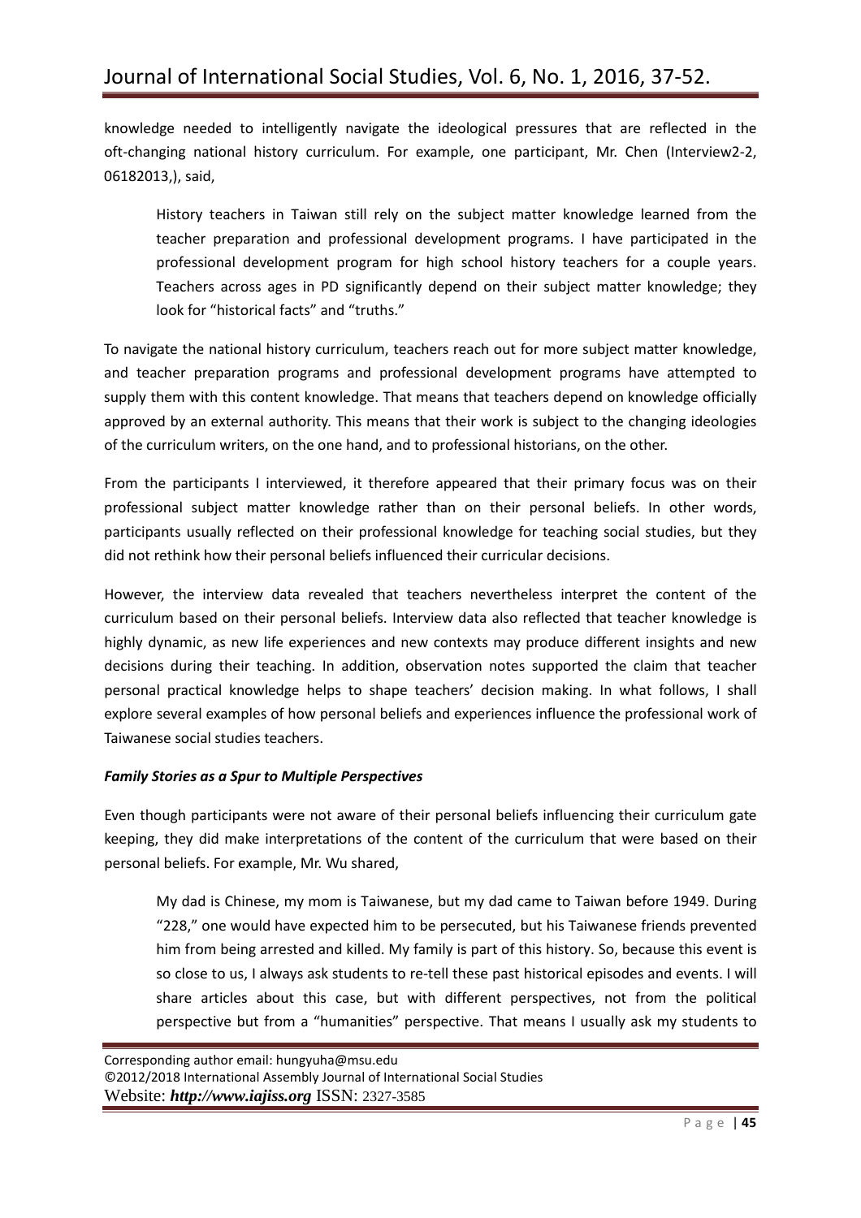knowledge needed to intelligently navigate the ideological pressures that are reflected in the oft-changing national history curriculum. For example, one participant, Mr. Chen (Interview2-2, 06182013,), said,

> History teachers in Taiwan still rely on the subject matter knowledge learned from the teacher preparation and professional development programs. I have participated in the professional development program for high school history teachers for a couple years. Teachers across ages in PD significantly depend on their subject matter knowledge; they look for "historical facts" and "truths."

To navigate the national history curriculum, teachers reach out for more subject matter knowledge, and teacher preparation programs and professional development programs have attempted to supply them with this content knowledge. That means that teachers depend on knowledge officially approved by an external authority. This means that their work is subject to the changing ideologies of the curriculum writers, on the one hand, and to professional historians, on the other.

From the participants I interviewed, it therefore appeared that their primary focus was on their professional subject matter knowledge rather than on their personal beliefs. In other words, participants usually reflected on their professional knowledge for teaching social studies, but they did not rethink how their personal beliefs influenced their curricular decisions.

However, the interview data revealed that teachers nevertheless interpret the content of the curriculum based on their personal beliefs. Interview data also reflected that teacher knowledge is highly dynamic, as new life experiences and new contexts may produce different insights and new decisions during their teaching. In addition, observation notes supported the claim that teacher personal practical knowledge helps to shape teachers' decision making. In what follows, I shall explore several examples of how personal beliefs and experiences influence the professional work of Taiwanese social studies teachers.

***Family Stories as a Spur to Multiple Perspectives***

Even though participants were not aware of their personal beliefs influencing their curriculum gate keeping, they did make interpretations of the content of the curriculum that were based on their personal beliefs. For example, Mr. Wu shared,

> My dad is Chinese, my mom is Taiwanese, but my dad came to Taiwan before 1949. During "228," one would have expected him to be persecuted, but his Taiwanese friends prevented him from being arrested and killed. My family is part of this history. So, because this event is so close to us, I always ask students to re-tell these past historical episodes and events. I will share articles about this case, but with different perspectives, not from the political perspective but from a "humanities" perspective. That means I usually ask my students to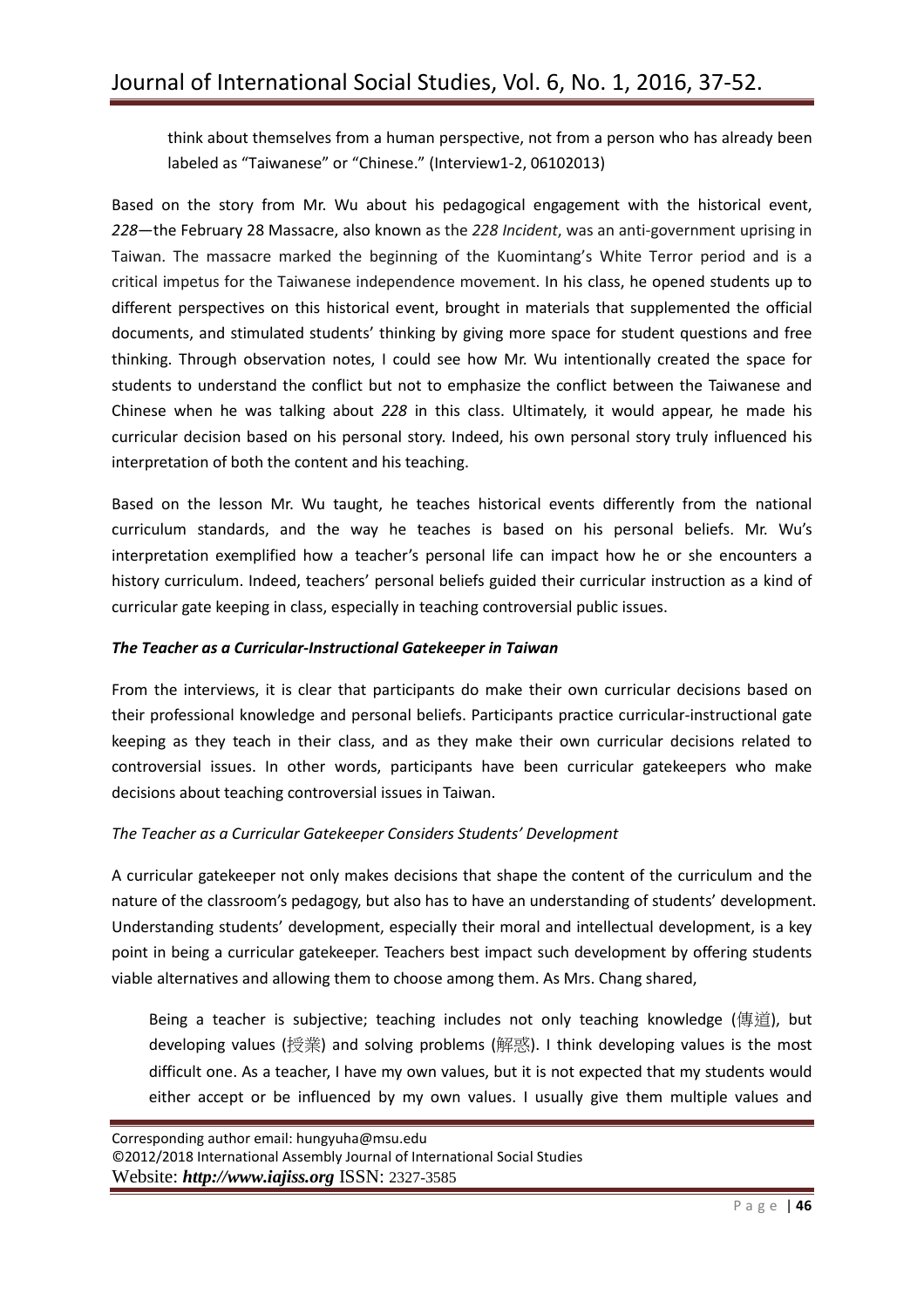think about themselves from a human perspective, not from a person who has already been labeled as "Taiwanese" or "Chinese." (Interview1-2, 06102013)

Based on the story from Mr. Wu about his pedagogical engagement with the historical event, *228*—the February 28 Massacre, also known as the *228 Incident*, was an anti-government uprising in Taiwan. The massacre marked the beginning of the Kuomintang's White Terror period and is a critical impetus for the Taiwanese independence movement. In his class, he opened students up to different perspectives on this historical event, brought in materials that supplemented the official documents, and stimulated students' thinking by giving more space for student questions and free thinking. Through observation notes, I could see how Mr. Wu intentionally created the space for students to understand the conflict but not to emphasize the conflict between the Taiwanese and Chinese when he was talking about *228* in this class. Ultimately, it would appear, he made his curricular decision based on his personal story. Indeed, his own personal story truly influenced his interpretation of both the content and his teaching.

Based on the lesson Mr. Wu taught, he teaches historical events differently from the national curriculum standards, and the way he teaches is based on his personal beliefs. Mr. Wu's interpretation exemplified how a teacher's personal life can impact how he or she encounters a history curriculum. Indeed, teachers' personal beliefs guided their curricular instruction as a kind of curricular gate keeping in class, especially in teaching controversial public issues.

### *The Teacher as a Curricular-Instructional Gatekeeper in Taiwan*

From the interviews, it is clear that participants do make their own curricular decisions based on their professional knowledge and personal beliefs. Participants practice curricular-instructional gate keeping as they teach in their class, and as they make their own curricular decisions related to controversial issues. In other words, participants have been curricular gatekeepers who make decisions about teaching controversial issues in Taiwan.

#### *The Teacher as a Curricular Gatekeeper Considers Students' Development*

A curricular gatekeeper not only makes decisions that shape the content of the curriculum and the nature of the classroom's pedagogy, but also has to have an understanding of students' development. Understanding students' development, especially their moral and intellectual development, is a key point in being a curricular gatekeeper. Teachers best impact such development by offering students viable alternatives and allowing them to choose among them. As Mrs. Chang shared,

> Being a teacher is subjective; teaching includes not only teaching knowledge (傳道), but developing values (授業) and solving problems (解惑). I think developing values is the most difficult one. As a teacher, I have my own values, but it is not expected that my students would either accept or be influenced by my own values. I usually give them multiple values and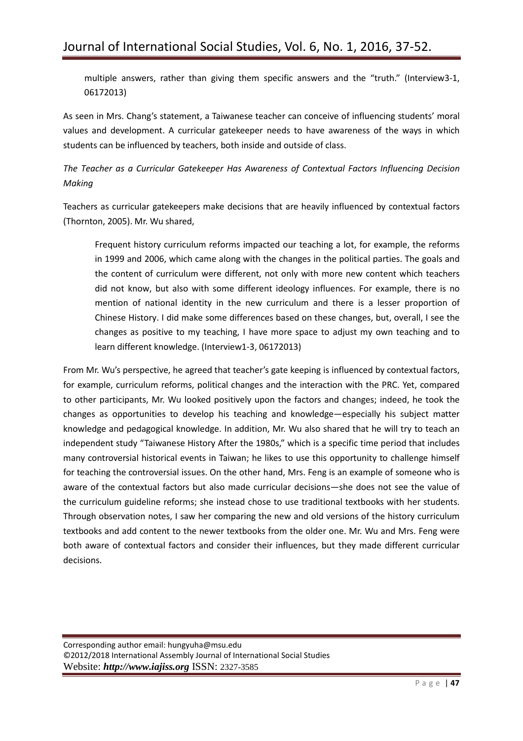> multiple answers, rather than giving them specific answers and the "truth." (Interview3-1, 06172013)

As seen in Mrs. Chang's statement, a Taiwanese teacher can conceive of influencing students' moral values and development. A curricular gatekeeper needs to have awareness of the ways in which students can be influenced by teachers, both inside and outside of class.

*The Teacher as a Curricular Gatekeeper Has Awareness of Contextual Factors Influencing Decision Making*

Teachers as curricular gatekeepers make decisions that are heavily influenced by contextual factors (Thornton, 2005). Mr. Wu shared,

> Frequent history curriculum reforms impacted our teaching a lot, for example, the reforms in 1999 and 2006, which came along with the changes in the political parties. The goals and the content of curriculum were different, not only with more new content which teachers did not know, but also with some different ideology influences. For example, there is no mention of national identity in the new curriculum and there is a lesser proportion of Chinese History. I did make some differences based on these changes, but, overall, I see the changes as positive to my teaching, I have more space to adjust my own teaching and to learn different knowledge. (Interview1-3, 06172013)

From Mr. Wu's perspective, he agreed that teacher's gate keeping is influenced by contextual factors, for example, curriculum reforms, political changes and the interaction with the PRC. Yet, compared to other participants, Mr. Wu looked positively upon the factors and changes; indeed, he took the changes as opportunities to develop his teaching and knowledge—especially his subject matter knowledge and pedagogical knowledge. In addition, Mr. Wu also shared that he will try to teach an independent study "Taiwanese History After the 1980s," which is a specific time period that includes many controversial historical events in Taiwan; he likes to use this opportunity to challenge himself for teaching the controversial issues. On the other hand, Mrs. Feng is an example of someone who is aware of the contextual factors but also made curricular decisions—she does not see the value of the curriculum guideline reforms; she instead chose to use traditional textbooks with her students. Through observation notes, I saw her comparing the new and old versions of the history curriculum textbooks and add content to the newer textbooks from the older one. Mr. Wu and Mrs. Feng were both aware of contextual factors and consider their influences, but they made different curricular decisions.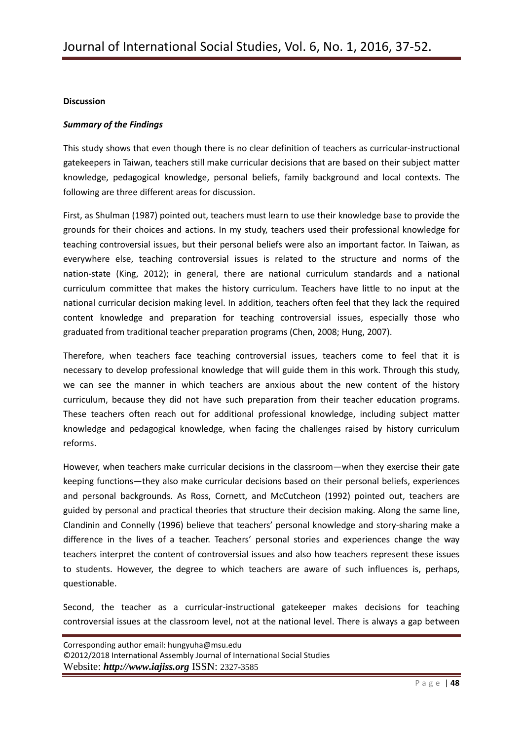## Discussion

### *Summary of the Findings*

This study shows that even though there is no clear definition of teachers as curricular-instructional gatekeepers in Taiwan, teachers still make curricular decisions that are based on their subject matter knowledge, pedagogical knowledge, personal beliefs, family background and local contexts. The following are three different areas for discussion.

First, as Shulman (1987) pointed out, teachers must learn to use their knowledge base to provide the grounds for their choices and actions. In my study, teachers used their professional knowledge for teaching controversial issues, but their personal beliefs were also an important factor. In Taiwan, as everywhere else, teaching controversial issues is related to the structure and norms of the nation-state (King, 2012); in general, there are national curriculum standards and a national curriculum committee that makes the history curriculum. Teachers have little to no input at the national curricular decision making level. In addition, teachers often feel that they lack the required content knowledge and preparation for teaching controversial issues, especially those who graduated from traditional teacher preparation programs (Chen, 2008; Hung, 2007).

Therefore, when teachers face teaching controversial issues, teachers come to feel that it is necessary to develop professional knowledge that will guide them in this work. Through this study, we can see the manner in which teachers are anxious about the new content of the history curriculum, because they did not have such preparation from their teacher education programs. These teachers often reach out for additional professional knowledge, including subject matter knowledge and pedagogical knowledge, when facing the challenges raised by history curriculum reforms.

However, when teachers make curricular decisions in the classroom—when they exercise their gate keeping functions—they also make curricular decisions based on their personal beliefs, experiences and personal backgrounds. As Ross, Cornett, and McCutcheon (1992) pointed out, teachers are guided by personal and practical theories that structure their decision making. Along the same line, Clandinin and Connelly (1996) believe that teachers' personal knowledge and story-sharing make a difference in the lives of a teacher. Teachers' personal stories and experiences change the way teachers interpret the content of controversial issues and also how teachers represent these issues to students. However, the degree to which teachers are aware of such influences is, perhaps, questionable.

Second, the teacher as a curricular-instructional gatekeeper makes decisions for teaching controversial issues at the classroom level, not at the national level. There is always a gap between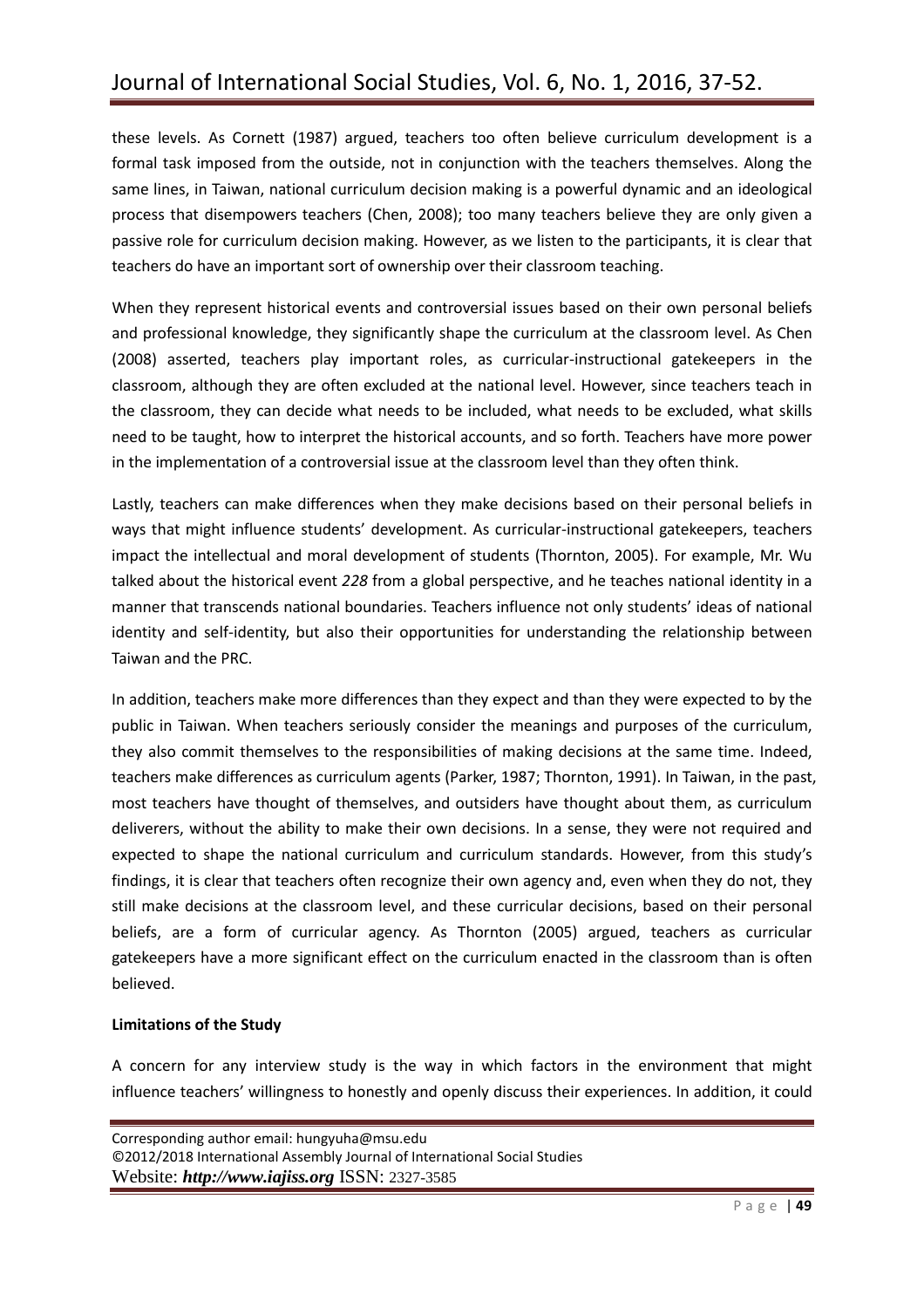these levels. As Cornett (1987) argued, teachers too often believe curriculum development is a formal task imposed from the outside, not in conjunction with the teachers themselves. Along the same lines, in Taiwan, national curriculum decision making is a powerful dynamic and an ideological process that disempowers teachers (Chen, 2008); too many teachers believe they are only given a passive role for curriculum decision making. However, as we listen to the participants, it is clear that teachers do have an important sort of ownership over their classroom teaching.

When they represent historical events and controversial issues based on their own personal beliefs and professional knowledge, they significantly shape the curriculum at the classroom level. As Chen (2008) asserted, teachers play important roles, as curricular-instructional gatekeepers in the classroom, although they are often excluded at the national level. However, since teachers teach in the classroom, they can decide what needs to be included, what needs to be excluded, what skills need to be taught, how to interpret the historical accounts, and so forth. Teachers have more power in the implementation of a controversial issue at the classroom level than they often think.

Lastly, teachers can make differences when they make decisions based on their personal beliefs in ways that might influence students' development. As curricular-instructional gatekeepers, teachers impact the intellectual and moral development of students (Thornton, 2005). For example, Mr. Wu talked about the historical event *228* from a global perspective, and he teaches national identity in a manner that transcends national boundaries. Teachers influence not only students' ideas of national identity and self-identity, but also their opportunities for understanding the relationship between Taiwan and the PRC.

In addition, teachers make more differences than they expect and than they were expected to by the public in Taiwan. When teachers seriously consider the meanings and purposes of the curriculum, they also commit themselves to the responsibilities of making decisions at the same time. Indeed, teachers make differences as curriculum agents (Parker, 1987; Thornton, 1991). In Taiwan, in the past, most teachers have thought of themselves, and outsiders have thought about them, as curriculum deliverers, without the ability to make their own decisions. In a sense, they were not required and expected to shape the national curriculum and curriculum standards. However, from this study's findings, it is clear that teachers often recognize their own agency and, even when they do not, they still make decisions at the classroom level, and these curricular decisions, based on their personal beliefs, are a form of curricular agency. As Thornton (2005) argued, teachers as curricular gatekeepers have a more significant effect on the curriculum enacted in the classroom than is often believed.

**Limitations of the Study**

A concern for any interview study is the way in which factors in the environment that might influence teachers' willingness to honestly and openly discuss their experiences. In addition, it could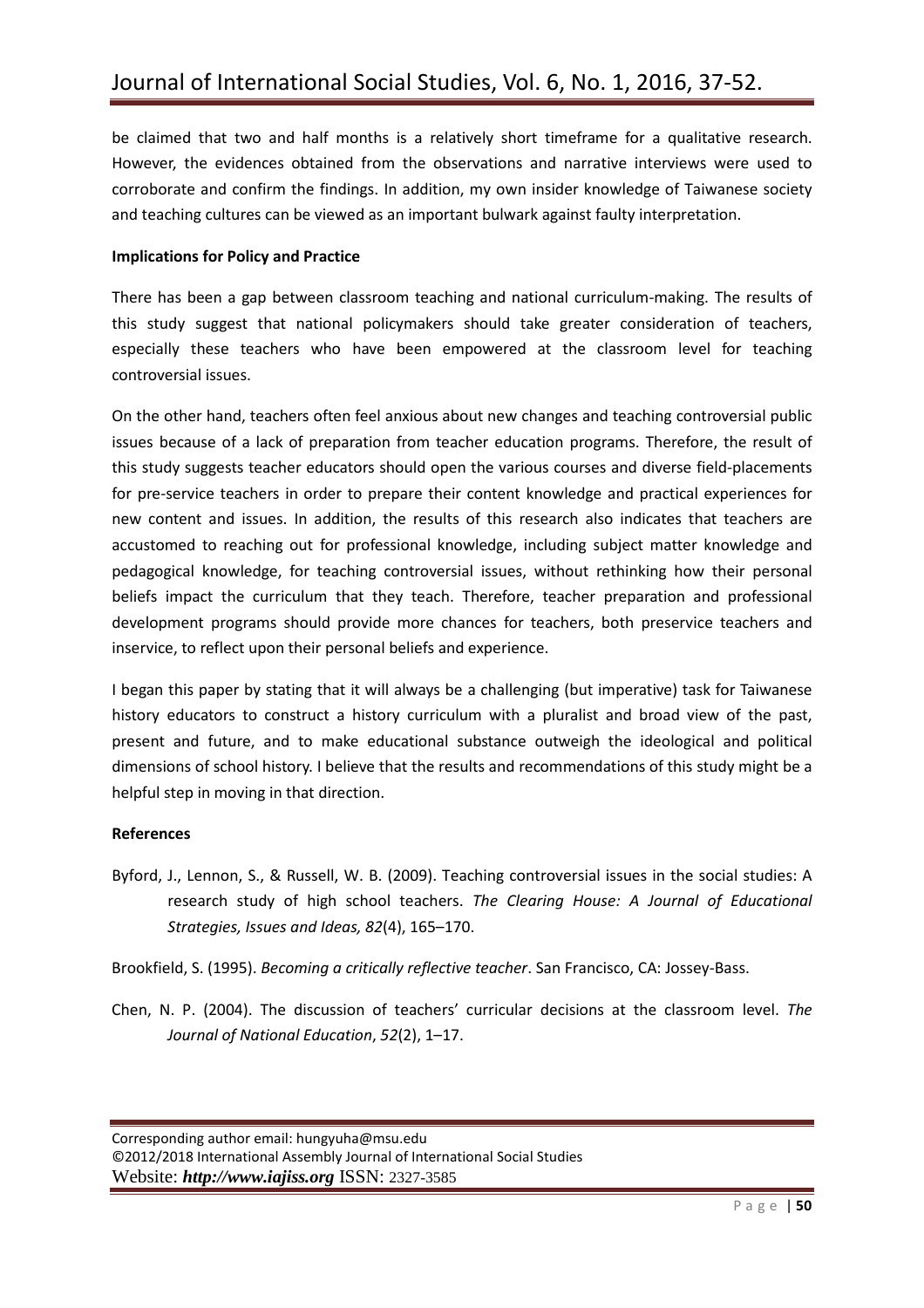be claimed that two and half months is a relatively short timeframe for a qualitative research. However, the evidences obtained from the observations and narrative interviews were used to corroborate and confirm the findings. In addition, my own insider knowledge of Taiwanese society and teaching cultures can be viewed as an important bulwark against faulty interpretation.

**Implications for Policy and Practice**

There has been a gap between classroom teaching and national curriculum-making. The results of this study suggest that national policymakers should take greater consideration of teachers, especially these teachers who have been empowered at the classroom level for teaching controversial issues.

On the other hand, teachers often feel anxious about new changes and teaching controversial public issues because of a lack of preparation from teacher education programs. Therefore, the result of this study suggests teacher educators should open the various courses and diverse field-placements for pre-service teachers in order to prepare their content knowledge and practical experiences for new content and issues. In addition, the results of this research also indicates that teachers are accustomed to reaching out for professional knowledge, including subject matter knowledge and pedagogical knowledge, for teaching controversial issues, without rethinking how their personal beliefs impact the curriculum that they teach. Therefore, teacher preparation and professional development programs should provide more chances for teachers, both preservice teachers and inservice, to reflect upon their personal beliefs and experience.

I began this paper by stating that it will always be a challenging (but imperative) task for Taiwanese history educators to construct a history curriculum with a pluralist and broad view of the past, present and future, and to make educational substance outweigh the ideological and political dimensions of school history. I believe that the results and recommendations of this study might be a helpful step in moving in that direction.

**References**

Byford, J., Lennon, S., & Russell, W. B. (2009). Teaching controversial issues in the social studies: A research study of high school teachers. *The Clearing House: A Journal of Educational Strategies, Issues and Ideas, 82*(4), 165–170.

Brookfield, S. (1995). *Becoming a critically reflective teacher*. San Francisco, CA: Jossey-Bass.

Chen, N. P. (2004). The discussion of teachers' curricular decisions at the classroom level. *The Journal of National Education*, *52*(2), 1–17.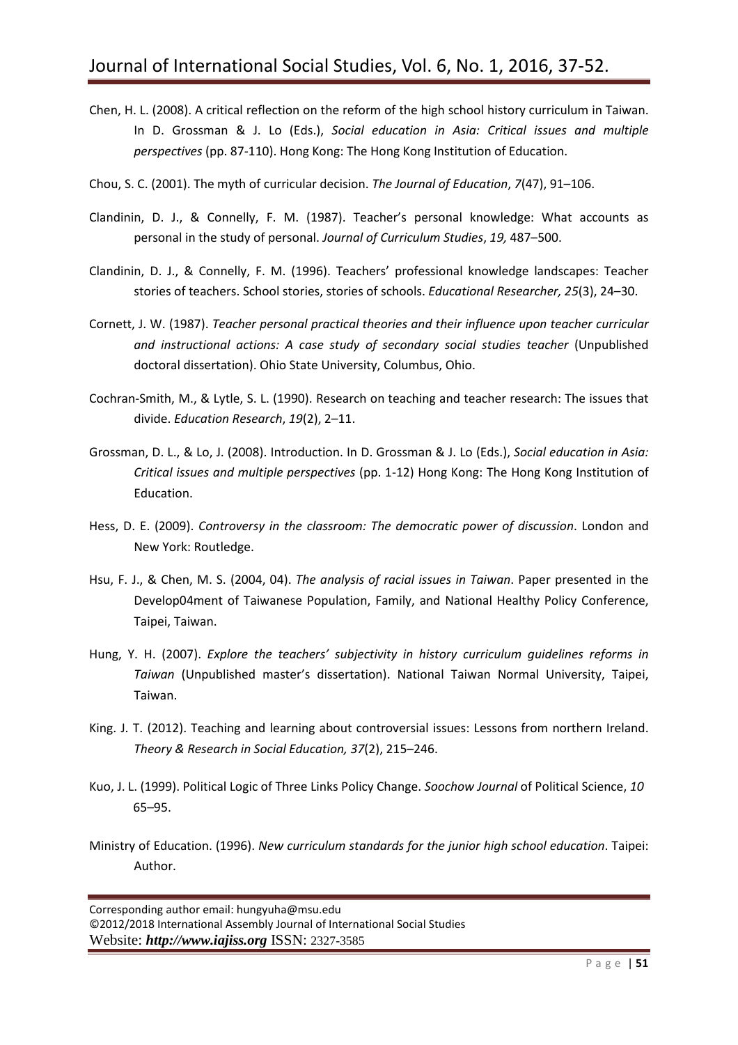Chen, H. L. (2008). A critical reflection on the reform of the high school history curriculum in Taiwan. In D. Grossman & J. Lo (Eds.), *Social education in Asia: Critical issues and multiple perspectives* (pp. 87-110). Hong Kong: The Hong Kong Institution of Education.

Chou, S. C. (2001). The myth of curricular decision. *The Journal of Education*, *7*(47), 91–106.

Clandinin, D. J., & Connelly, F. M. (1987). Teacher's personal knowledge: What accounts as personal in the study of personal. *Journal of Curriculum Studies*, *19,* 487–500.

Clandinin, D. J., & Connelly, F. M. (1996). Teachers' professional knowledge landscapes: Teacher stories of teachers. School stories, stories of schools. *Educational Researcher, 25*(3), 24–30.

Cornett, J. W. (1987). *Teacher personal practical theories and their influence upon teacher curricular and instructional actions: A case study of secondary social studies teacher* (Unpublished doctoral dissertation). Ohio State University, Columbus, Ohio.

Cochran-Smith, M., & Lytle, S. L. (1990). Research on teaching and teacher research: The issues that divide. *Education Research*, *19*(2), 2–11.

Grossman, D. L., & Lo, J. (2008). Introduction. In D. Grossman & J. Lo (Eds.), *Social education in Asia: Critical issues and multiple perspectives* (pp. 1-12) Hong Kong: The Hong Kong Institution of Education.

Hess, D. E. (2009). *Controversy in the classroom: The democratic power of discussion*. London and New York: Routledge.

Hsu, F. J., & Chen, M. S. (2004, 04). *The analysis of racial issues in Taiwan*. Paper presented in the Develop04ment of Taiwanese Population, Family, and National Healthy Policy Conference, Taipei, Taiwan.

Hung, Y. H. (2007). *Explore the teachers' subjectivity in history curriculum guidelines reforms in Taiwan* (Unpublished master's dissertation). National Taiwan Normal University, Taipei, Taiwan.

King. J. T. (2012). Teaching and learning about controversial issues: Lessons from northern Ireland. *Theory & Research in Social Education, 37*(2), 215–246.

Kuo, J. L. (1999). Political Logic of Three Links Policy Change. *Soochow Journal* of Political Science, *10* 65–95.

Ministry of Education. (1996). *New curriculum standards for the junior high school education*. Taipei: Author.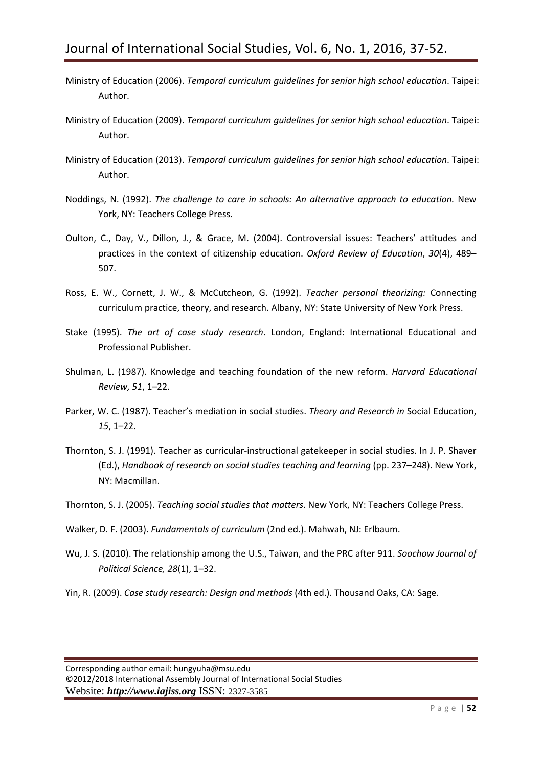Ministry of Education (2006). *Temporal curriculum guidelines for senior high school education*. Taipei: Author.

Ministry of Education (2009). *Temporal curriculum guidelines for senior high school education*. Taipei: Author.

Ministry of Education (2013). *Temporal curriculum guidelines for senior high school education*. Taipei: Author.

Noddings, N. (1992). *The challenge to care in schools: An alternative approach to education.* New York, NY: Teachers College Press.

Oulton, C., Day, V., Dillon, J., & Grace, M. (2004). Controversial issues: Teachers' attitudes and practices in the context of citizenship education. *Oxford Review of Education*, *30*(4), 489–507.

Ross, E. W., Cornett, J. W., & McCutcheon, G. (1992). *Teacher personal theorizing:* Connecting curriculum practice, theory, and research. Albany, NY: State University of New York Press.

Stake (1995). *The art of case study research*. London, England: International Educational and Professional Publisher.

Shulman, L. (1987). Knowledge and teaching foundation of the new reform. *Harvard Educational Review, 51*, 1–22.

Parker, W. C. (1987). Teacher's mediation in social studies. *Theory and Research in* Social Education, *15*, 1–22.

Thornton, S. J. (1991). Teacher as curricular-instructional gatekeeper in social studies. In J. P. Shaver (Ed.), *Handbook of research on social studies teaching and learning* (pp. 237–248). New York, NY: Macmillan.

Thornton, S. J. (2005). *Teaching social studies that matters*. New York, NY: Teachers College Press.

Walker, D. F. (2003). *Fundamentals of curriculum* (2nd ed.). Mahwah, NJ: Erlbaum.

Wu, J. S. (2010). The relationship among the U.S., Taiwan, and the PRC after 911. *Soochow Journal of Political Science, 28*(1), 1–32.

Yin, R. (2009). *Case study research: Design and methods* (4th ed.). Thousand Oaks, CA: Sage.

Corresponding author email: hungyuha@msu.edu
©2012/2018 International Assembly Journal of International Social Studies
Website: ***http://www.iajiss.org*** ISSN: 2327-3585